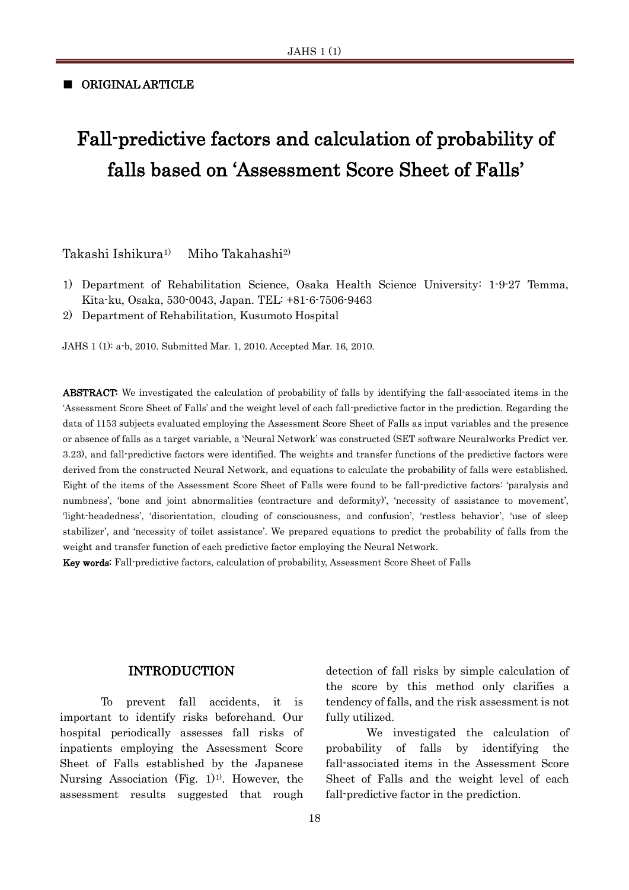■ ORIGINAL ARTICLE

# Fall-predictive factors and calculation of probability of falls based on 'Assessment Score Sheet of Falls'

Takashi Ishikura[1) ] Miho Takahashi[2)]

1) Department of Rehabilitation Science, Osaka Health Science University: 1-9-27 Temma, Kita-ku, Osaka, 530-0043, Japan. TEL: +81-6-7506-9463
2) Department of Rehabilitation, Kusumoto Hospital

JAHS 1 (1): a-b, 2010. Submitted Mar. 1, 2010. Accepted Mar. 16, 2010.

**ABSTRACT:** We investigated the calculation of probability of falls by identifying the fall-associated items in the 'Assessment Score Sheet of Falls' and the weight level of each fall-predictive factor in the prediction. Regarding the data of 1153 subjects evaluated employing the Assessment Score Sheet of Falls as input variables and the presence or absence of falls as a target variable, a 'Neural Network' was constructed (SET software Neuralworks Predict ver. 3.23), and fall-predictive factors were identified. The weights and transfer functions of the predictive factors were derived from the constructed Neural Network, and equations to calculate the probability of falls were established. Eight of the items of the Assessment Score Sheet of Falls were found to be fall-predictive factors: 'paralysis and numbness', 'bone and joint abnormalities (contracture and deformity)', 'necessity of assistance to movement', 'light-headedness', 'disorientation, clouding of consciousness, and confusion', 'restless behavior', 'use of sleep stabilizer', and 'necessity of toilet assistance'. We prepared equations to predict the probability of falls from the weight and transfer function of each predictive factor employing the Neural Network.

**Key words:** Fall-predictive factors, calculation of probability, Assessment Score Sheet of Falls

## INTRODUCTION

To prevent fall accidents, it is important to identify risks beforehand. Our hospital periodically assesses fall risks of inpatients employing the Assessment Score Sheet of Falls established by the Japanese Nursing Association (Fig. 1)[1)]. However, the assessment results suggested that rough detection of fall risks by simple calculation of the score by this method only clarifies a tendency of falls, and the risk assessment is not fully utilized.

We investigated the calculation of probability of falls by identifying the fall-associated items in the Assessment Score Sheet of Falls and the weight level of each fall-predictive factor in the prediction.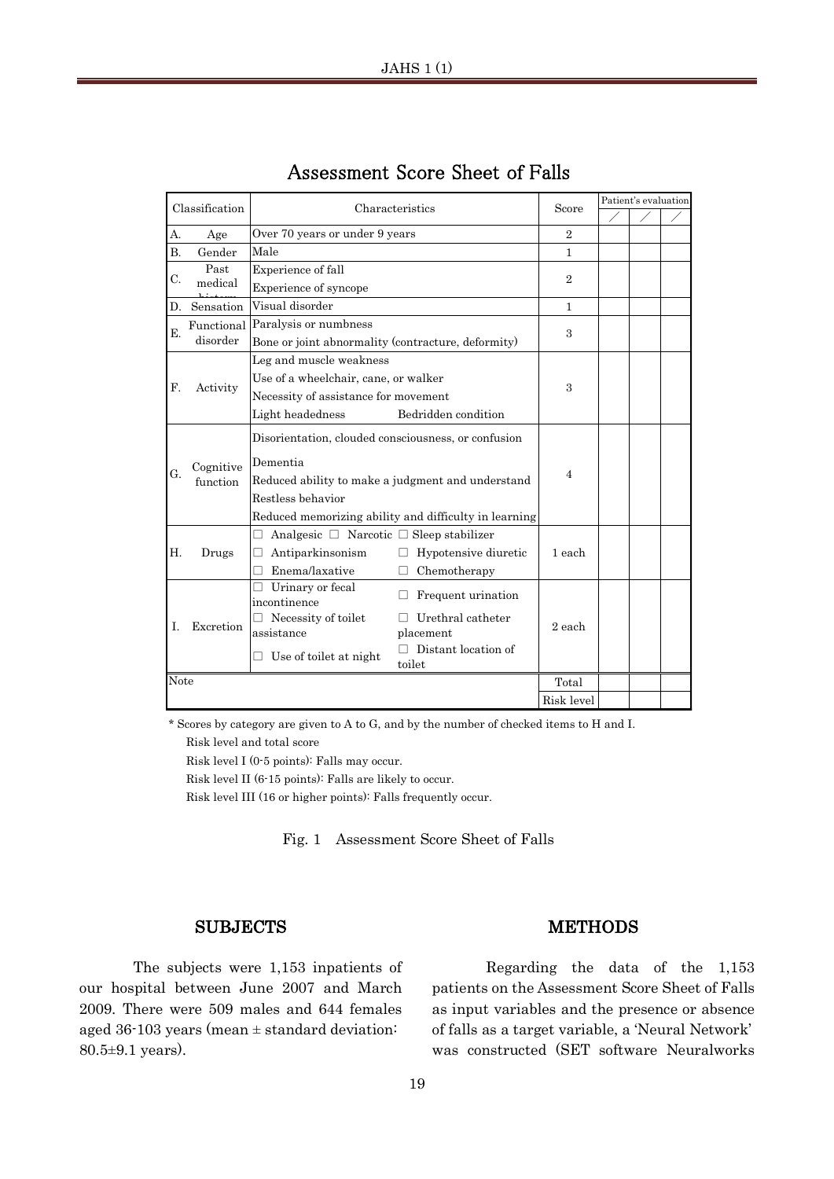## Assessment Score Sheet of Falls

| Classification | Characteristics | Score | Patient's evaluation / | / | / |
|---|---|---|---|---|---|
| A. Age | Over 70 years or under 9 years | 2 | | | |
| B. Gender | Male | 1 | | | |
| C. Past medical history | Experience of fall<br>Experience of syncope | 2 | | | |
| D. Sensation | Visual disorder | 1 | | | |
| E. Functional disorder | Paralysis or numbness<br>Bone or joint abnormality (contracture, deformity) | 3 | | | |
| F. Activity | Leg and muscle weakness<br>Use of a wheelchair, cane, or walker<br>Necessity of assistance for movement<br>Light headedness Bedridden condition | 3 | | | |
| G. Cognitive function | Disorientation, clouded consciousness, or confusion<br>Dementia<br>Reduced ability to make a judgment and understand<br>Restless behavior<br>Reduced memorizing ability and difficulty in learning | 4 | | | |
| H. Drugs | □ Analgesic □ Narcotic □ Sleep stabilizer<br>□ Antiparkinsonism □ Hypotensive diuretic<br>□ Enema/laxative □ Chemotherapy | 1 each | | | |
| I. Excretion | □ Urinary or fecal incontinence □ Frequent urination<br>□ Necessity of toilet assistance □ Urethral catheter placement<br>□ Use of toilet at night □ Distant location of toilet | 2 each | | | |
| Note | | Total | | | |
| | | Risk level | | | |

* Scores by category are given to A to G, and by the number of checked items to H and I.

Risk level and total score

Risk level I (0-5 points): Falls may occur.

Risk level II (6-15 points): Falls are likely to occur.

Risk level III (16 or higher points): Falls frequently occur.

Fig. 1 Assessment Score Sheet of Falls

## SUBJECTS

The subjects were 1,153 inpatients of our hospital between June 2007 and March 2009. There were 509 males and 644 females aged 36-103 years (mean ± standard deviation: 80.5±9.1 years).

## METHODS

Regarding the data of the 1,153 patients on the Assessment Score Sheet of Falls as input variables and the presence or absence of falls as a target variable, a 'Neural Network' was constructed (SET software Neuralworks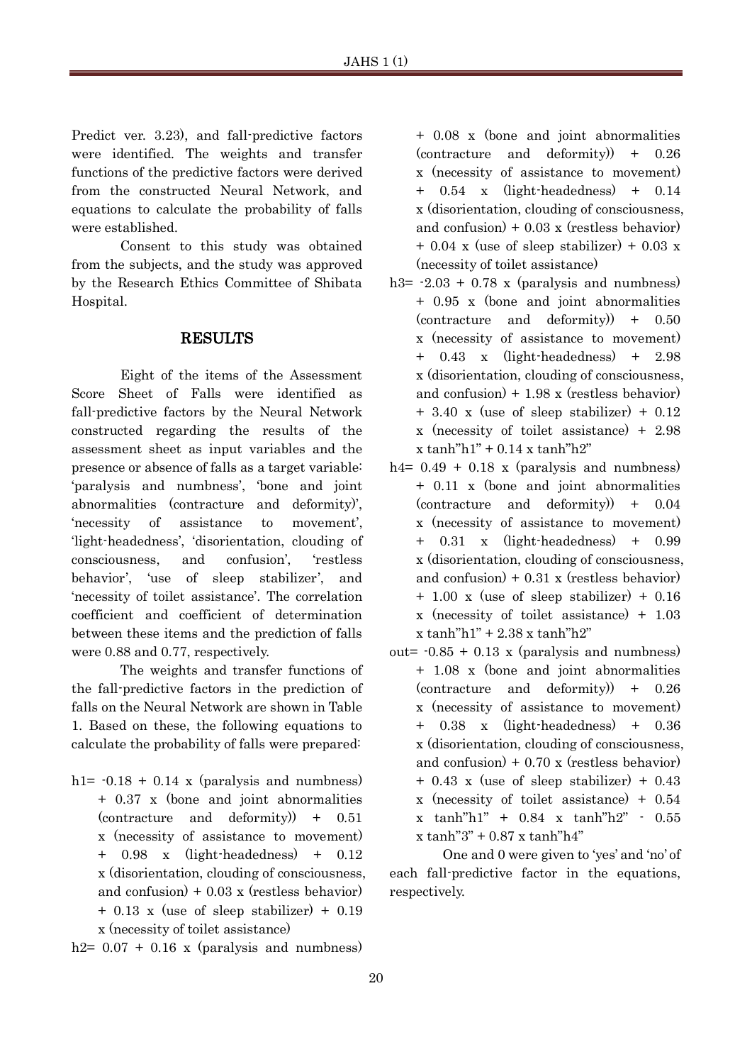Predict ver. 3.23), and fall-predictive factors were identified. The weights and transfer functions of the predictive factors were derived from the constructed Neural Network, and equations to calculate the probability of falls were established.

Consent to this study was obtained from the subjects, and the study was approved by the Research Ethics Committee of Shibata Hospital.

## RESULTS

Eight of the items of the Assessment Score Sheet of Falls were identified as fall-predictive factors by the Neural Network constructed regarding the results of the assessment sheet as input variables and the presence or absence of falls as a target variable: 'paralysis and numbness', 'bone and joint abnormalities (contracture and deformity)', 'necessity of assistance to movement', 'light-headedness', 'disorientation, clouding of consciousness, and confusion', 'restless behavior', 'use of sleep stabilizer', and 'necessity of toilet assistance'. The correlation coefficient and coefficient of determination between these items and the prediction of falls were 0.88 and 0.77, respectively.

The weights and transfer functions of the fall-predictive factors in the prediction of falls on the Neural Network are shown in Table 1. Based on these, the following equations to calculate the probability of falls were prepared:

h1= -0.18 + 0.14 x (paralysis and numbness) + 0.37 x (bone and joint abnormalities (contracture and deformity)) + 0.51 x (necessity of assistance to movement) + 0.98 x (light-headedness) + 0.12 x (disorientation, clouding of consciousness, and confusion) + 0.03 x (restless behavior) + 0.13 x (use of sleep stabilizer) + 0.19 x (necessity of toilet assistance)

h2= 0.07 + 0.16 x (paralysis and numbness) + 0.08 x (bone and joint abnormalities (contracture and deformity)) + 0.26 x (necessity of assistance to movement) + 0.54 x (light-headedness) + 0.14 x (disorientation, clouding of consciousness, and confusion) + 0.03 x (restless behavior) + 0.04 x (use of sleep stabilizer) + 0.03 x (necessity of toilet assistance)

h3= -2.03 + 0.78 x (paralysis and numbness) + 0.95 x (bone and joint abnormalities (contracture and deformity)) + 0.50 x (necessity of assistance to movement) + 0.43 x (light-headedness) + 2.98 x (disorientation, clouding of consciousness, and confusion) + 1.98 x (restless behavior) + 3.40 x (use of sleep stabilizer) + 0.12 x (necessity of toilet assistance) + 2.98 x tanh"h1" + 0.14 x tanh"h2"

h4= 0.49 + 0.18 x (paralysis and numbness) + 0.11 x (bone and joint abnormalities (contracture and deformity)) + 0.04 x (necessity of assistance to movement) + 0.31 x (light-headedness) + 0.99 x (disorientation, clouding of consciousness, and confusion) + 0.31 x (restless behavior) + 1.00 x (use of sleep stabilizer) + 0.16 x (necessity of toilet assistance) + 1.03 x tanh"h1" + 2.38 x tanh"h2"

out= -0.85 + 0.13 x (paralysis and numbness) + 1.08 x (bone and joint abnormalities (contracture and deformity)) + 0.26 x (necessity of assistance to movement) + 0.38 x (light-headedness) + 0.36 x (disorientation, clouding of consciousness, and confusion) + 0.70 x (restless behavior) + 0.43 x (use of sleep stabilizer) + 0.43 x (necessity of toilet assistance) + 0.54 x tanh"h1" + 0.84 x tanh"h2" - 0.55 x tanh"3" + 0.87 x tanh"h4"

One and 0 were given to 'yes' and 'no' of each fall-predictive factor in the equations, respectively.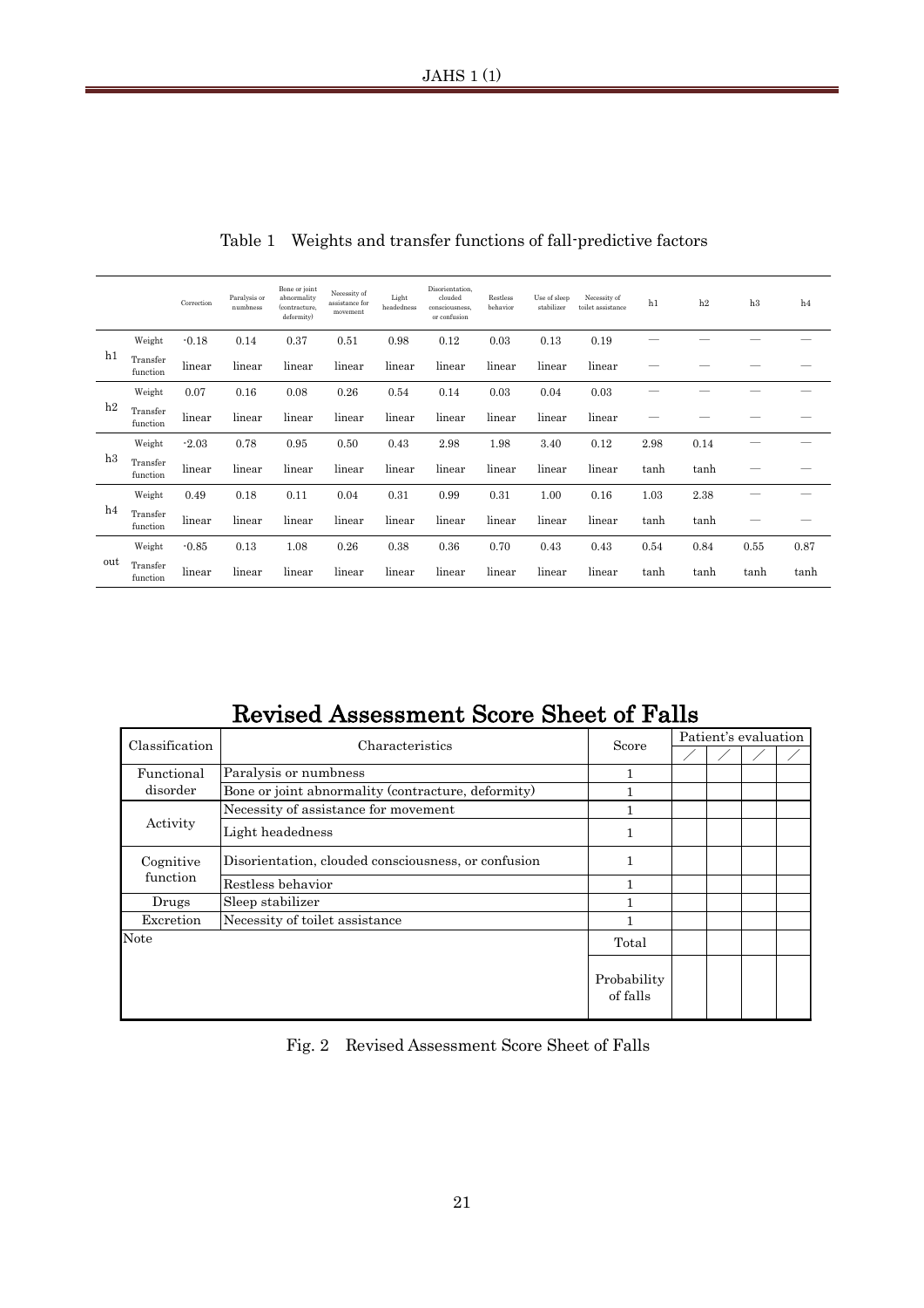Table 1　Weights and transfer functions of fall-predictive factors

| | | Correction | Paralysis or numbness | Bone or joint abnormality (contracture, deformity) | Necessity of assistance for movement | Light headedness | Disorientation, clouded consciousness, or confusion | Restless behavior | Use of sleep stabilizer | Necessity of toilet assistance | h1 | h2 | h3 | h4 |
|---|---|---|---|---|---|---|---|---|---|---|---|---|---|---|
| h1 | Weight | -0.18 | 0.14 | 0.37 | 0.51 | 0.98 | 0.12 | 0.03 | 0.13 | 0.19 | — | — | — | — |
| | Transfer function | linear | linear | linear | linear | linear | linear | linear | linear | linear | — | — | — | — |
| h2 | Weight | 0.07 | 0.16 | 0.08 | 0.26 | 0.54 | 0.14 | 0.03 | 0.04 | 0.03 | — | — | — | — |
| | Transfer function | linear | linear | linear | linear | linear | linear | linear | linear | linear | — | — | — | — |
| h3 | Weight | -2.03 | 0.78 | 0.95 | 0.50 | 0.43 | 2.98 | 1.98 | 3.40 | 0.12 | 2.98 | 0.14 | — | — |
| | Transfer function | linear | linear | linear | linear | linear | linear | linear | linear | linear | tanh | tanh | — | — |
| h4 | Weight | 0.49 | 0.18 | 0.11 | 0.04 | 0.31 | 0.99 | 0.31 | 1.00 | 0.16 | 1.03 | 2.38 | — | — |
| | Transfer function | linear | linear | linear | linear | linear | linear | linear | linear | linear | tanh | tanh | — | — |
| out | Weight | -0.85 | 0.13 | 1.08 | 0.26 | 0.38 | 0.36 | 0.70 | 0.43 | 0.43 | 0.54 | 0.84 | 0.55 | 0.87 |
| | Transfer function | linear | linear | linear | linear | linear | linear | linear | linear | linear | tanh | tanh | tanh | tanh |

## Revised Assessment Score Sheet of Falls

| Classification | Characteristics | Score | Patient's evaluation | | | |
|---|---|---|---|---|---|---|
| | | | ／ | ／ | ／ | ／ |
| Functional disorder | Paralysis or numbness | 1 | | | | |
| | Bone or joint abnormality (contracture, deformity) | 1 | | | | |
| Activity | Necessity of assistance for movement | 1 | | | | |
| | Light headedness | 1 | | | | |
| Cognitive function | Disorientation, clouded consciousness, or confusion | 1 | | | | |
| | Restless behavior | 1 | | | | |
| Drugs | Sleep stabilizer | 1 | | | | |
| Excretion | Necessity of toilet assistance | 1 | | | | |
| Note | | Total | | | | |
| | | Probability of falls | | | | |

Fig. 2　Revised Assessment Score Sheet of Falls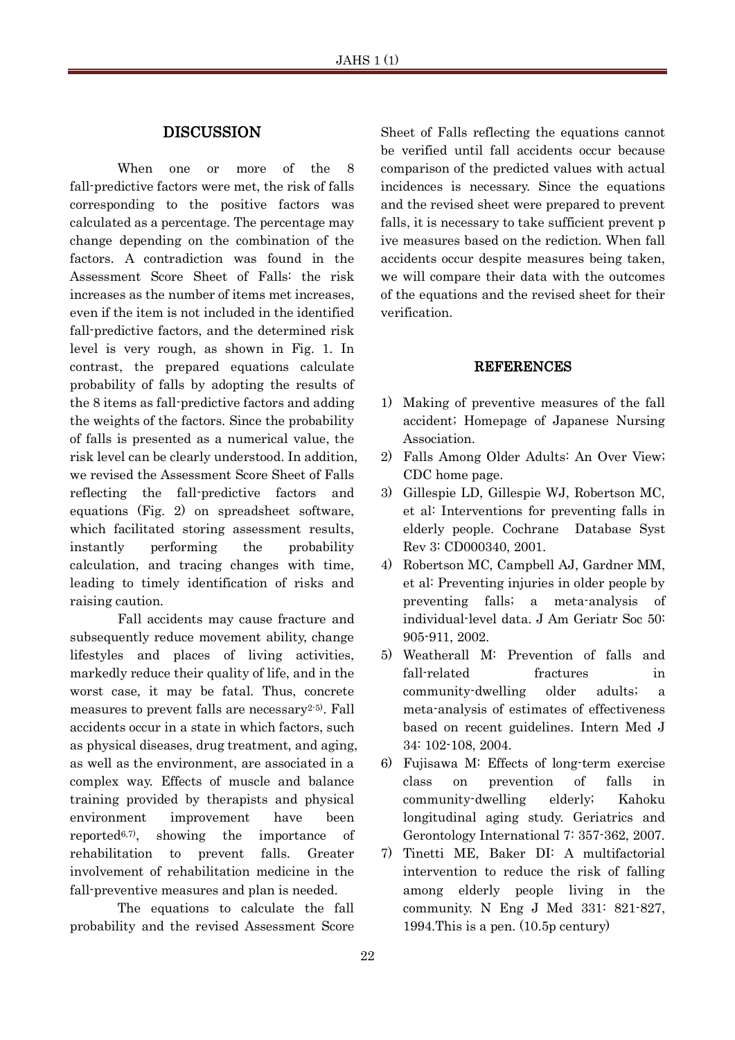## DISCUSSION

When one or more of the 8 fall-predictive factors were met, the risk of falls corresponding to the positive factors was calculated as a percentage. The percentage may change depending on the combination of the factors. A contradiction was found in the Assessment Score Sheet of Falls: the risk increases as the number of items met increases, even if the item is not included in the identified fall-predictive factors, and the determined risk level is very rough, as shown in Fig. 1. In contrast, the prepared equations calculate probability of falls by adopting the results of the 8 items as fall-predictive factors and adding the weights of the factors. Since the probability of falls is presented as a numerical value, the risk level can be clearly understood. In addition, we revised the Assessment Score Sheet of Falls reflecting the fall-predictive factors and equations (Fig. 2) on spreadsheet software, which facilitated storing assessment results, instantly performing the probability calculation, and tracing changes with time, leading to timely identification of risks and raising caution.

Fall accidents may cause fracture and subsequently reduce movement ability, change lifestyles and places of living activities, markedly reduce their quality of life, and in the worst case, it may be fatal. Thus, concrete measures to prevent falls are necessary[2-5]. Fall accidents occur in a state in which factors, such as physical diseases, drug treatment, and aging, as well as the environment, are associated in a complex way. Effects of muscle and balance training provided by therapists and physical environment improvement have been reported[6,7], showing the importance of rehabilitation to prevent falls. Greater involvement of rehabilitation medicine in the fall-preventive measures and plan is needed.

The equations to calculate the fall probability and the revised Assessment Score Sheet of Falls reflecting the equations cannot be verified until fall accidents occur because comparison of the predicted values with actual incidences is necessary. Since the equations and the revised sheet were prepared to prevent falls, it is necessary to take sufficient prevent p ive measures based on the rediction. When fall accidents occur despite measures being taken, we will compare their data with the outcomes of the equations and the revised sheet for their verification.

## REFERENCES

1) Making of preventive measures of the fall accident; Homepage of Japanese Nursing Association.
2) Falls Among Older Adults: An Over View; CDC home page.
3) Gillespie LD, Gillespie WJ, Robertson MC, et al: Interventions for preventing falls in elderly people. Cochrane Database Syst Rev 3: CD000340, 2001.
4) Robertson MC, Campbell AJ, Gardner MM, et al: Preventing injuries in older people by preventing falls; a meta-analysis of individual-level data. J Am Geriatr Soc 50: 905-911, 2002.
5) Weatherall M: Prevention of falls and fall-related fractures in community-dwelling older adults; a meta-analysis of estimates of effectiveness based on recent guidelines. Intern Med J 34: 102-108, 2004.
6) Fujisawa M: Effects of long-term exercise class on prevention of falls in community-dwelling elderly; Kahoku longitudinal aging study. Geriatrics and Gerontology International 7: 357-362, 2007.
7) Tinetti ME, Baker DI: A multifactorial intervention to reduce the risk of falling among elderly people living in the community. N Eng J Med 331: 821-827, 1994.This is a pen. (10.5p century)